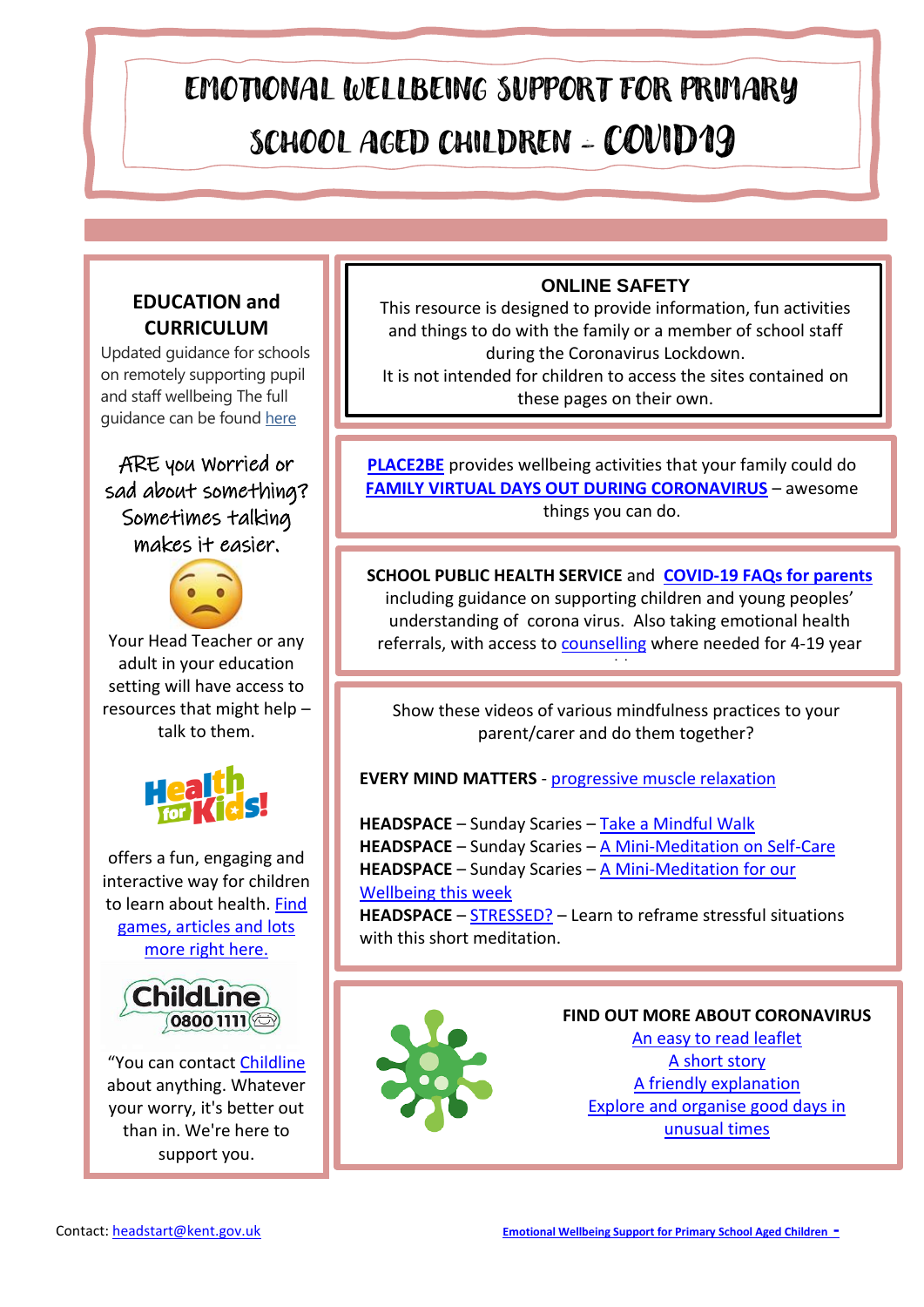# EMOTIONAL WELLBEING SUPPORT FOR PRIMARY SCHOOL AGED CHILDREN - COVID19

### EDUCATION and CURRICULUM

Updated guidance for schools on remotely supporting pupil and staff wellbeing The full guidance can be found here

ARE you worried or sad about something? Sometimes talking makes it easier.

Your Head Teacher or any adult in your education setting will have access to resources that might help – talk to them.

Health for Kids!

offers a fun, engaging and interactive way for children to learn about health. Find games, articles and lots more right here.

ChildLine 0800 1111

"You can contact Childline about anything. Whatever your worry, it's better out than in. We're here to support you.

### ONLINE SAFETY

This resource is designed to provide information, fun activities and things to do with the family or a member of school staff during the Coronavirus Lockdown.

It is not intended for children to access the sites contained on these pages on their own.

**PLACE2BE** provides wellbeing activities that your family could do

**FAMILY VIRTUAL DAYS OUT DURING CORONAVIRUS** – awesome things you can do.

**SCHOOL PUBLIC HEALTH SERVICE** and **COVID-19 FAQs for parents** including guidance on supporting children and young peoples' understanding of corona virus. Also taking emotional health referrals, with access to counselling where needed for 4-19 year

Show these videos of various mindfulness practices to your parent/carer and do them together?

**EVERY MIND MATTERS** - progressive muscle relaxation

**HEADSPACE** – Sunday Scaries – Take a Mindful Walk
**HEADSPACE** – Sunday Scaries – A Mini-Meditation on Self-Care
**HEADSPACE** – Sunday Scaries – A Mini-Meditation for our Wellbeing this week
**HEADSPACE** – STRESSED? – Learn to reframe stressful situations with this short meditation.

### FIND OUT MORE ABOUT CORONAVIRUS

An easy to read leaflet
A short story
A friendly explanation
Explore and organise good days in unusual times

Contact: headstart@kent.gov.uk

Emotional Wellbeing Support for Primary School Aged Children -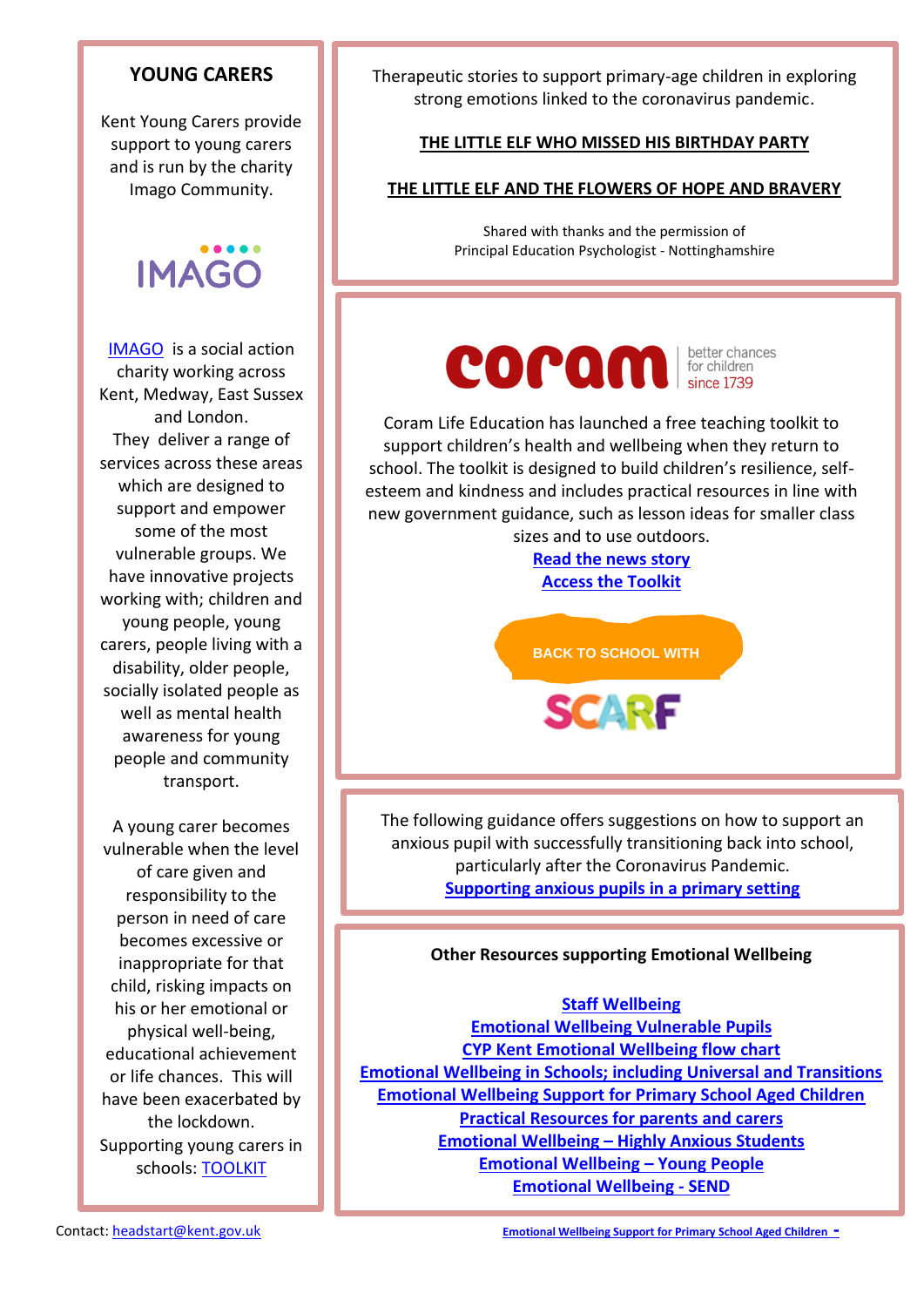## YOUNG CARERS

Kent Young Carers provide support to young carers and is run by the charity Imago Community.

IMAGO

IMAGO is a social action charity working across Kent, Medway, East Sussex and London.
They deliver a range of services across these areas which are designed to support and empower some of the most vulnerable groups. We have innovative projects working with; children and young people, young carers, people living with a disability, older people, socially isolated people as well as mental health awareness for young people and community transport.

A young carer becomes vulnerable when the level of care given and responsibility to the person in need of care becomes excessive or inappropriate for that child, risking impacts on his or her emotional or physical well-being, educational achievement or life chances. This will have been exacerbated by the lockdown.
Supporting young carers in schools: TOOLKIT

Therapeutic stories to support primary-age children in exploring strong emotions linked to the coronavirus pandemic.

**THE LITTLE ELF WHO MISSED HIS BIRTHDAY PARTY**

**THE LITTLE ELF AND THE FLOWERS OF HOPE AND BRAVERY**

Shared with thanks and the permission of
Principal Education Psychologist - Nottinghamshire

coram better chances for children since 1739

Coram Life Education has launched a free teaching toolkit to support children's health and wellbeing when they return to school. The toolkit is designed to build children's resilience, self-esteem and kindness and includes practical resources in line with new government guidance, such as lesson ideas for smaller class sizes and to use outdoors.

**Read the news story**
**Access the Toolkit**

BACK TO SCHOOL WITH

SCARF

The following guidance offers suggestions on how to support an anxious pupil with successfully transitioning back into school, particularly after the Coronavirus Pandemic.
**Supporting anxious pupils in a primary setting**

**Other Resources supporting Emotional Wellbeing**

**Staff Wellbeing**
**Emotional Wellbeing Vulnerable Pupils**
**CYP Kent Emotional Wellbeing flow chart**
**Emotional Wellbeing in Schools; including Universal and Transitions**
**Emotional Wellbeing Support for Primary School Aged Children**
**Practical Resources for parents and carers**
**Emotional Wellbeing – Highly Anxious Students**
**Emotional Wellbeing – Young People**
**Emotional Wellbeing - SEND**

Contact: headstart@kent.gov.uk